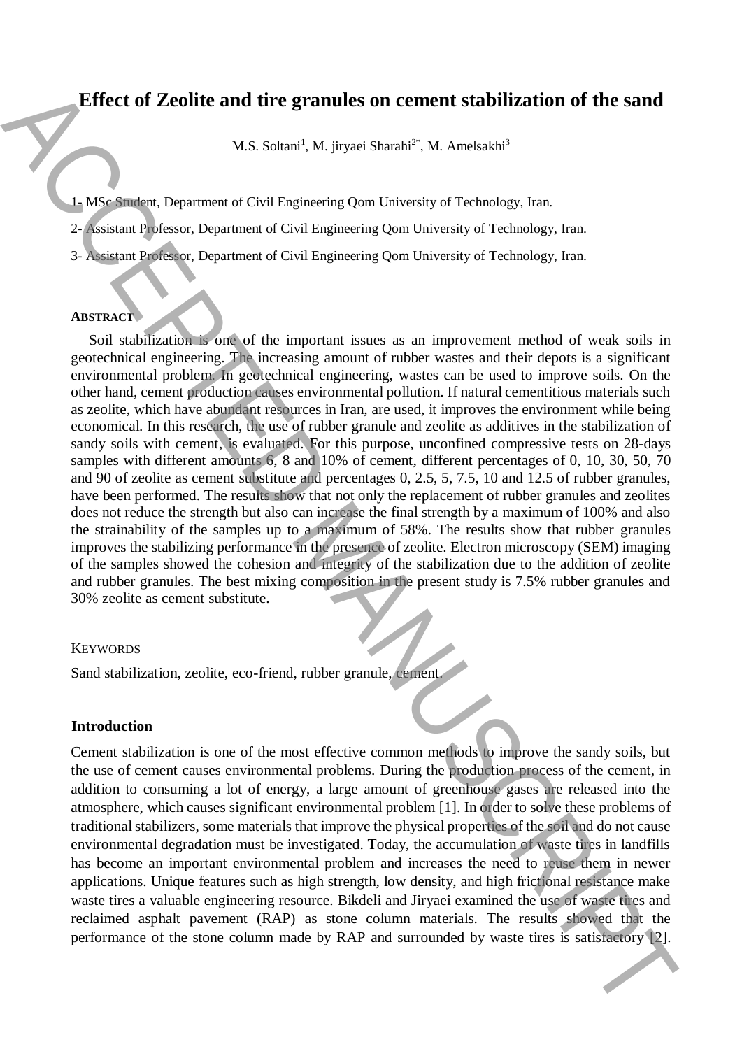# Effect of Zeolite and tire granules on cement stabilization of the sand

M.S. Soltani[1], M. jiryaei Sharahi[2*], M. Amelsakhi[3]

1- MSc Student, Department of Civil Engineering Qom University of Technology, Iran.

2- Assistant Professor, Department of Civil Engineering Qom University of Technology, Iran.

3- Assistant Professor, Department of Civil Engineering Qom University of Technology, Iran.

## Abstract

Soil stabilization is one of the important issues as an improvement method of weak soils in geotechnical engineering. The increasing amount of rubber wastes and their depots is a significant environmental problem. In geotechnical engineering, wastes can be used to improve soils. On the other hand, cement production causes environmental pollution. If natural cementitious materials such as zeolite, which have abundant resources in Iran, are used, it improves the environment while being economical. In this research, the use of rubber granule and zeolite as additives in the stabilization of sandy soils with cement, is evaluated. For this purpose, unconfined compressive tests on 28-days samples with different amounts 6, 8 and 10% of cement, different percentages of 0, 10, 30, 50, 70 and 90 of zeolite as cement substitute and percentages 0, 2.5, 5, 7.5, 10 and 12.5 of rubber granules, have been performed. The results show that not only the replacement of rubber granules and zeolites does not reduce the strength but also can increase the final strength by a maximum of 100% and also the strainability of the samples up to a maximum of 58%. The results show that rubber granules improves the stabilizing performance in the presence of zeolite. Electron microscopy (SEM) imaging of the samples showed the cohesion and integrity of the stabilization due to the addition of zeolite and rubber granules. The best mixing composition in the present study is 7.5% rubber granules and 30% zeolite as cement substitute.

## Keywords

Sand stabilization, zeolite, eco-friend, rubber granule, cement.

## Introduction

Cement stabilization is one of the most effective common methods to improve the sandy soils, but the use of cement causes environmental problems. During the production process of the cement, in addition to consuming a lot of energy, a large amount of greenhouse gases are released into the atmosphere, which causes significant environmental problem [1]. In order to solve these problems of traditional stabilizers, some materials that improve the physical properties of the soil and do not cause environmental degradation must be investigated. Today, the accumulation of waste tires in landfills has become an important environmental problem and increases the need to reuse them in newer applications. Unique features such as high strength, low density, and high frictional resistance make waste tires a valuable engineering resource. Bikdeli and Jiryaei examined the use of waste tires and reclaimed asphalt pavement (RAP) as stone column materials. The results showed that the performance of the stone column made by RAP and surrounded by waste tires is satisfactory [2].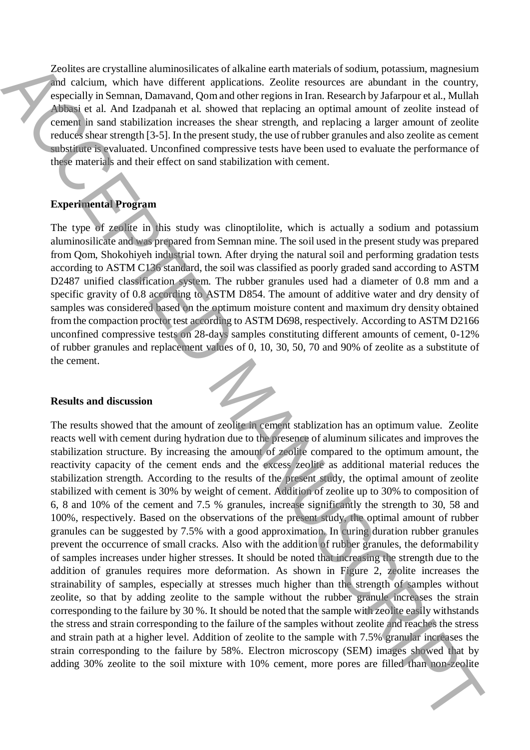Zeolites are crystalline aluminosilicates of alkaline earth materials of sodium, potassium, magnesium and calcium, which have different applications. Zeolite resources are abundant in the country, especially in Semnan, Damavand, Qom and other regions in Iran. Research by Jafarpour et al., Mullah Abbasi et al. And Izadpanah et al. showed that replacing an optimal amount of zeolite instead of cement in sand stabilization increases the shear strength, and replacing a larger amount of zeolite reduces shear strength [3-5]. In the present study, the use of rubber granules and also zeolite as cement substitute is evaluated. Unconfined compressive tests have been used to evaluate the performance of these materials and their effect on sand stabilization with cement.

## Experimental Program

The type of zeolite in this study was clinoptilolite, which is actually a sodium and potassium aluminosilicate and was prepared from Semnan mine. The soil used in the present study was prepared from Qom, Shokohiyeh industrial town. After drying the natural soil and performing gradation tests according to ASTM C136 standard, the soil was classified as poorly graded sand according to ASTM D2487 unified classification system. The rubber granules used had a diameter of 0.8 mm and a specific gravity of 0.8 according to ASTM D854. The amount of additive water and dry density of samples was considered based on the optimum moisture content and maximum dry density obtained from the compaction proctor test according to ASTM D698, respectively. According to ASTM D2166 unconfined compressive tests on 28-days samples constituting different amounts of cement, 0-12% of rubber granules and replacement values of 0, 10, 30, 50, 70 and 90% of zeolite as a substitute of the cement.

## Results and discussion

The results showed that the amount of zeolite in cement stablization has an optimum value. Zeolite reacts well with cement during hydration due to the presence of aluminum silicates and improves the stabilization structure. By increasing the amount of zeolite compared to the optimum amount, the reactivity capacity of the cement ends and the excess zeolite as additional material reduces the stabilization strength. According to the results of the present study, the optimal amount of zeolite stabilized with cement is 30% by weight of cement. Addition of zeolite up to 30% to composition of 6, 8 and 10% of the cement and 7.5 % granules, increase significantly the strength to 30, 58 and 100%, respectively. Based on the observations of the present study, the optimal amount of rubber granules can be suggested by 7.5% with a good approximation. In curing duration rubber granules prevent the occurrence of small cracks. Also with the addition of rubber granules, the deformability of samples increases under higher stresses. It should be noted that increasing the strength due to the addition of granules requires more deformation. As shown in Figure 2, zeolite increases the strainability of samples, especially at stresses much higher than the strength of samples without zeolite, so that by adding zeolite to the sample without the rubber granule increases the strain corresponding to the failure by 30 %. It should be noted that the sample with zeolite easily withstands the stress and strain corresponding to the failure of the samples without zeolite and reaches the stress and strain path at a higher level. Addition of zeolite to the sample with 7.5% granular increases the strain corresponding to the failure by 58%. Electron microscopy (SEM) images showed that by adding 30% zeolite to the soil mixture with 10% cement, more pores are filled than non-zeolite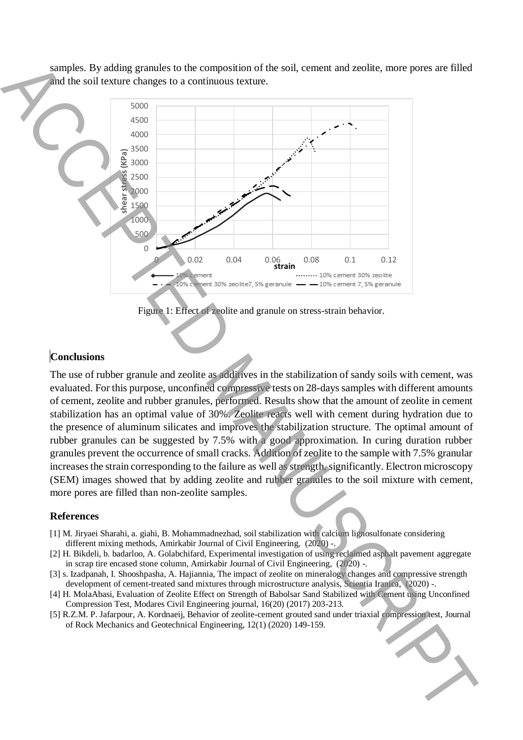samples. By adding granules to the composition of the soil, cement and zeolite, more pores are filled and the soil texture changes to a continuous texture.

shear stress (KPa)
5000
4500
4000
3500
3000
2500
2000
1500
1000
500
0
0
0.02
0.04
0.06
0.08
0.1
0.12
strain
10% cement
10% cement 30% zeolite
10% cement 30% zeolite7. 5% geranule
10% cement 7. 5% geranule

Figure 1: Effect of zeolite and granule on stress-strain behavior.

## Conclusions

The use of rubber granule and zeolite as additives in the stabilization of sandy soils with cement, was evaluated. For this purpose, unconfined compressive tests on 28-days samples with different amounts of cement, zeolite and rubber granules, performed. Results show that the amount of zeolite in cement stabilization has an optimal value of 30%. Zeolite reacts well with cement during hydration due to the presence of aluminum silicates and improves the stabilization structure. The optimal amount of rubber granules can be suggested by 7.5% with a good approximation. In curing duration rubber granules prevent the occurrence of small cracks. Addition of zeolite to the sample with 7.5% granular increases the strain corresponding to the failure as well as strength, significantly. Electron microscopy (SEM) images showed that by adding zeolite and rubber granules to the soil mixture with cement, more pores are filled than non-zeolite samples.

## References

[1] M. Jiryaei Sharahi, a. giahi, B. Mohammadnezhad, soil stabilization with calcium lignosulfonate considering different mixing methods, Amirkabir Journal of Civil Engineering, (2020) -.

[2] H. Bikdeli, b. badarloo, A. Golabchifard, Experimental investigation of using reclaimed asphalt pavement aggregate in scrap tire encased stone column, Amirkabir Journal of Civil Engineering, (2020) -.

[3] s. Izadpanah, I. Shooshpasha, A. Hajiannia, The impact of zeolite on mineralogy changes and compressive strength development of cement-treated sand mixtures through microstructure analysis, Scientia Iranica, (2020) -.

[4] H. MolaAbasi, Evaluation of Zeolite Effect on Strength of Babolsar Sand Stabilized with Cement using Unconfined Compression Test, Modares Civil Engineering journal, 16(20) (2017) 203-213.

[5] R.Z.M. P. Jafarpour, A. Kordnaeij, Behavior of zeolite-cement grouted sand under triaxial compression test, Journal of Rock Mechanics and Geotechnical Engineering, 12(1) (2020) 149-159.